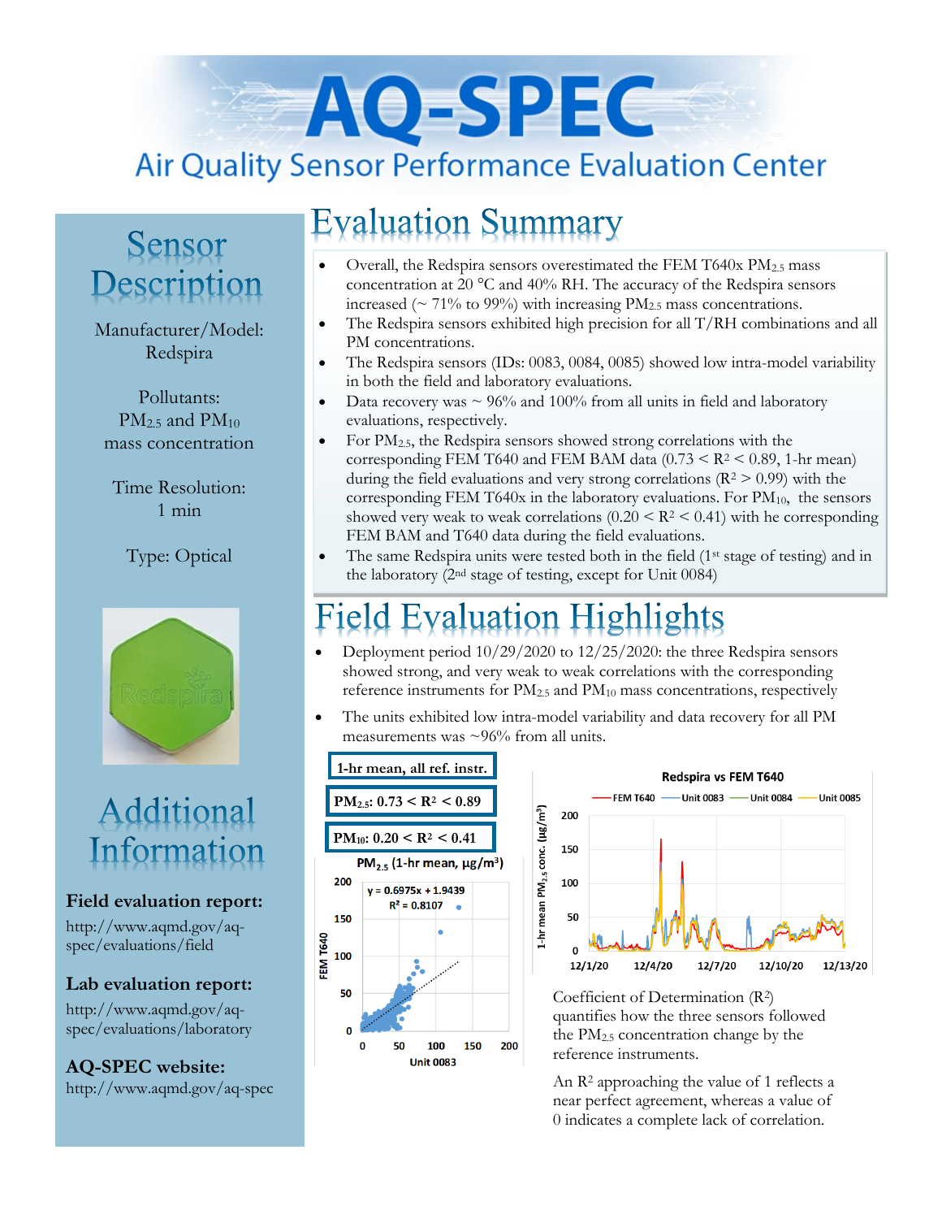# AQ-SPEC

## Air Quality Sensor Performance Evaluation Center

## Sensor Description

Manufacturer/Model: Redspira

Pollutants: $PM_{2.5}$ and $PM_{10}$ mass concentration

Time Resolution: 1 min

Type: Optical

## Additional Information

**Field evaluation report:**
http://www.aqmd.gov/aq-spec/evaluations/field

**Lab evaluation report:**
http://www.aqmd.gov/aq-spec/evaluations/laboratory

**AQ-SPEC website:**
http://www.aqmd.gov/aq-spec

## Evaluation Summary

- Overall, the Redspira sensors overestimated the FEM T640x $PM_{2.5}$ mass concentration at 20 °C and 40% RH. The accuracy of the Redspira sensors increased (~ 71% to 99%) with increasing $PM_{2.5}$ mass concentrations.
- The Redspira sensors exhibited high precision for all T/RH combinations and all PM concentrations.
- The Redspira sensors (IDs: 0083, 0084, 0085) showed low intra-model variability in both the field and laboratory evaluations.
- Data recovery was ~ 96% and 100% from all units in field and laboratory evaluations, respectively.
- For $PM_{2.5}$, the Redspira sensors showed strong correlations with the corresponding FEM T640 and FEM BAM data ($0.73 < R^2 < 0.89$, 1-hr mean) during the field evaluations and very strong correlations ($R^2 > 0.99$) with the corresponding FEM T640x in the laboratory evaluations. For $PM_{10}$, the sensors showed very weak to weak correlations ($0.20 < R^2 < 0.41$) with he corresponding FEM BAM and T640 data during the field evaluations.
- The same Redspira units were tested both in the field (1st stage of testing) and in the laboratory (2nd stage of testing, except for Unit 0084)

## Field Evaluation Highlights

- Deployment period 10/29/2020 to 12/25/2020: the three Redspira sensors showed strong, and very weak to weak correlations with the corresponding reference instruments for $PM_{2.5}$ and $PM_{10}$ mass concentrations, respectively
- The units exhibited low intra-model variability and data recovery for all PM measurements was ~96% from all units.

**1-hr mean, all ref. instr.**

**$PM_{2.5}$: $0.73 < R^2 < 0.89$**

**$PM_{10}$: $0.20 < R^2 < 0.41$**

Coefficient of Determination ($R^2$) quantifies how the three sensors followed the $PM_{2.5}$ concentration change by the reference instruments.

An $R^2$ approaching the value of 1 reflects a near perfect agreement, whereas a value of 0 indicates a complete lack of correlation.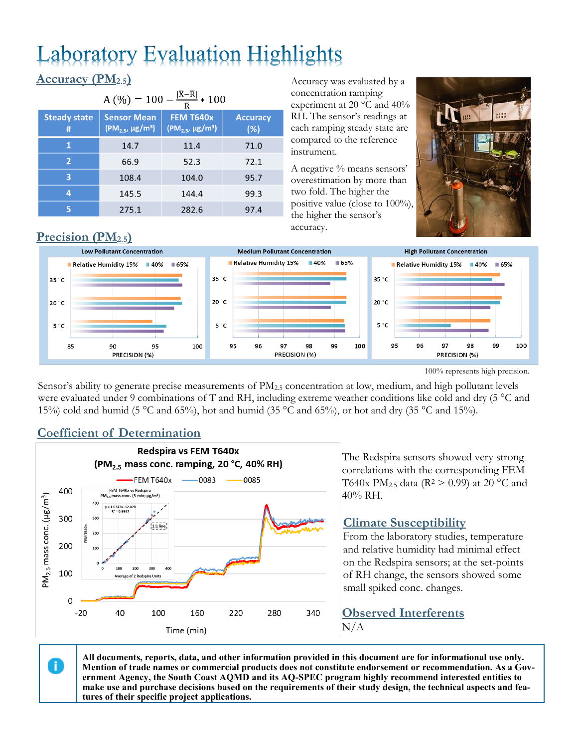# Laboratory Evaluation Highlights

## Accuracy ($PM_{2.5}$)

$$A\,(\%) = 100 - \frac{|\bar{X} - \bar{R}|}{\bar{R}} * 100$$

| Steady state # | Sensor Mean ($PM_{2.5}$, μg/m³) | FEM T640x ($PM_{2.5}$, μg/m³) | Accuracy (%) |
|---|---|---|---|
| 1 | 14.7 | 11.4 | 71.0 |
| 2 | 66.9 | 52.3 | 72.1 |
| 3 | 108.4 | 104.0 | 95.7 |
| 4 | 145.5 | 144.4 | 99.3 |
| 5 | 275.1 | 282.6 | 97.4 |

Accuracy was evaluated by a concentration ramping experiment at 20 °C and 40% RH. The sensor's readings at each ramping steady state are compared to the reference instrument.

A negative % means sensors' overestimation by more than two fold. The higher the positive value (close to 100%), the higher the sensor's accuracy.

## Precision ($PM_{2.5}$)

Low Pollutant Concentration
Relative Humidity 15% 40% 65%
35 °C
20 °C
5 °C
85 90 95 100
PRECISION (%)

Medium Pollutant Concentration
Relative Humidity 15% 40% 65%
35 °C
20 °C
5 °C
95 96 97 98 99 100
PRECISION (%)

High Pollutant Concentration
Relative Humidity 15% 40% 65%
35 °C
20 °C
5 °C
95 96 97 98 99 100
PRECISION (%)

100% represents high precision.

Sensor's ability to generate precise measurements of $PM_{2.5}$ concentration at low, medium, and high pollutant levels were evaluated under 9 combinations of T and RH, including extreme weather conditions like cold and dry (5 °C and 15%) cold and humid (5 °C and 65%), hot and humid (35 °C and 65%), or hot and dry (35 °C and 15%).

## Coefficient of Determination

Redspira vs FEM T640x
($PM_{2.5}$ mass conc. ramping, 20 °C, 40% RH)
FEM T640x 0083 0085
$PM_{2.5}$ mass conc. (μg/m³)
Time (min)

FEM T640x vs Redspira
$PM_{2.5}$ mass conc. (5-min; μg/m³)
y = 1.0747x - 12.478
$R^2$ = 0.9967
1:1 line
FEM T640x
Average of 2 Redspira Units

The Redspira sensors showed very strong correlations with the corresponding FEM T640x $PM_{2.5}$ data ($R^2 > 0.99$) at 20 °C and 40% RH.

## Climate Susceptibility

From the laboratory studies, temperature and relative humidity had minimal effect on the Redspira sensors; at the set-points of RH change, the sensors showed some small spiked conc. changes.

## Observed Interferents

N/A

**All documents, reports, data, and other information provided in this document are for informational use only. Mention of trade names or commercial products does not constitute endorsement or recommendation. As a Government Agency, the South Coast AQMD and its AQ-SPEC program highly recommend interested entities to make use and purchase decisions based on the requirements of their study design, the technical aspects and features of their specific project applications.**